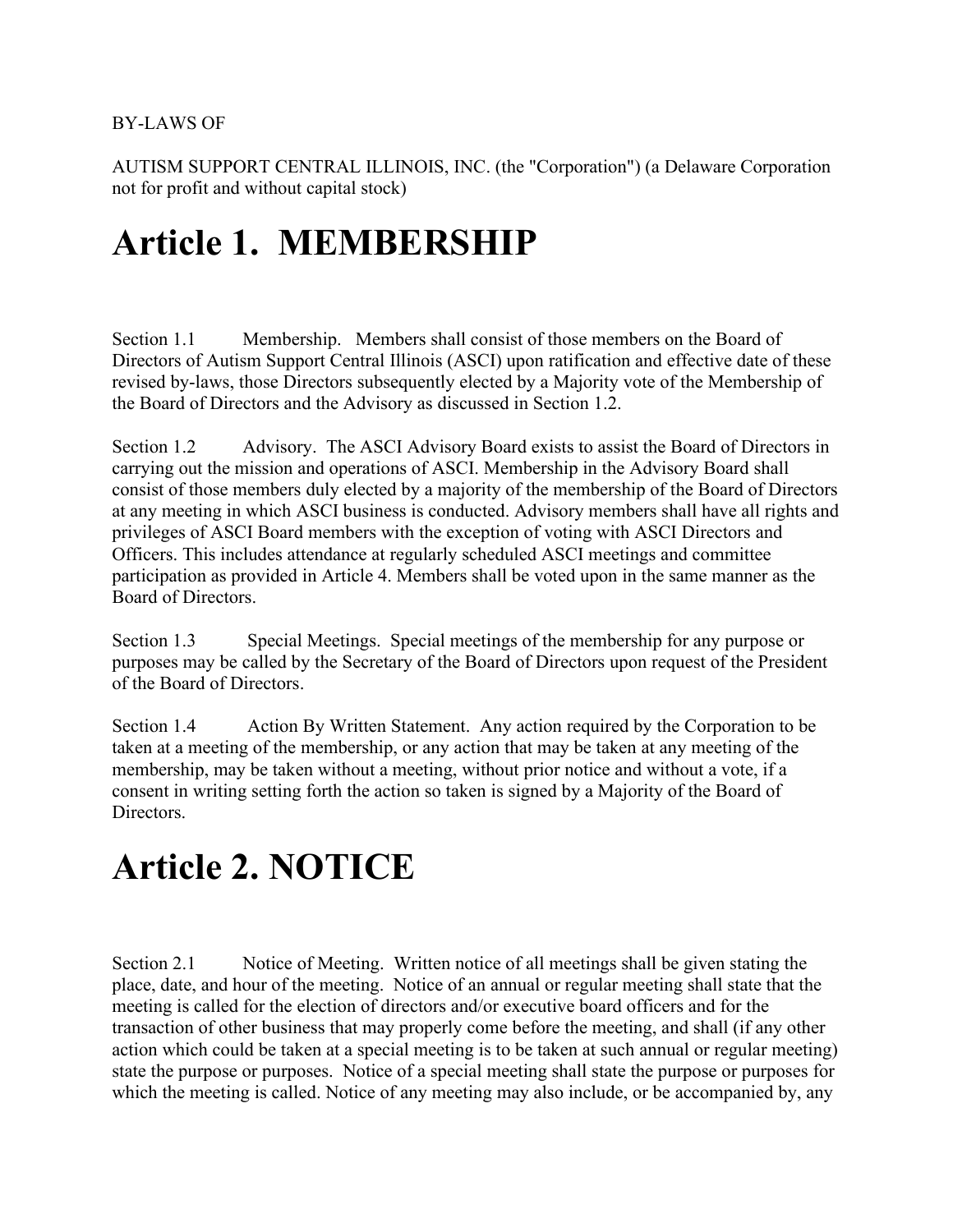BY-LAWS OF

AUTISM SUPPORT CENTRAL ILLINOIS, INC. (the "Corporation") (a Delaware Corporation not for profit and without capital stock)

# Article 1. MEMBERSHIP

Section 1.1 Membership. Members shall consist of those members on the Board of Directors of Autism Support Central Illinois (ASCI) upon ratification and effective date of these revised by-laws, those Directors subsequently elected by a Majority vote of the Membership of the Board of Directors and the Advisory as discussed in Section 1.2.

Section 1.2 Advisory. The ASCI Advisory Board exists to assist the Board of Directors in carrying out the mission and operations of ASCI. Membership in the Advisory Board shall consist of those members duly elected by a majority of the membership of the Board of Directors at any meeting in which ASCI business is conducted. Advisory members shall have all rights and privileges of ASCI Board members with the exception of voting with ASCI Directors and Officers. This includes attendance at regularly scheduled ASCI meetings and committee participation as provided in Article 4. Members shall be voted upon in the same manner as the Board of Directors.

Section 1.3 Special Meetings. Special meetings of the membership for any purpose or purposes may be called by the Secretary of the Board of Directors upon request of the President of the Board of Directors.

Section 1.4 Action By Written Statement. Any action required by the Corporation to be taken at a meeting of the membership, or any action that may be taken at any meeting of the membership, may be taken without a meeting, without prior notice and without a vote, if a consent in writing setting forth the action so taken is signed by a Majority of the Board of Directors.

# Article 2. NOTICE

Section 2.1 Notice of Meeting. Written notice of all meetings shall be given stating the place, date, and hour of the meeting. Notice of an annual or regular meeting shall state that the meeting is called for the election of directors and/or executive board officers and for the transaction of other business that may properly come before the meeting, and shall (if any other action which could be taken at a special meeting is to be taken at such annual or regular meeting) state the purpose or purposes. Notice of a special meeting shall state the purpose or purposes for which the meeting is called. Notice of any meeting may also include, or be accompanied by, any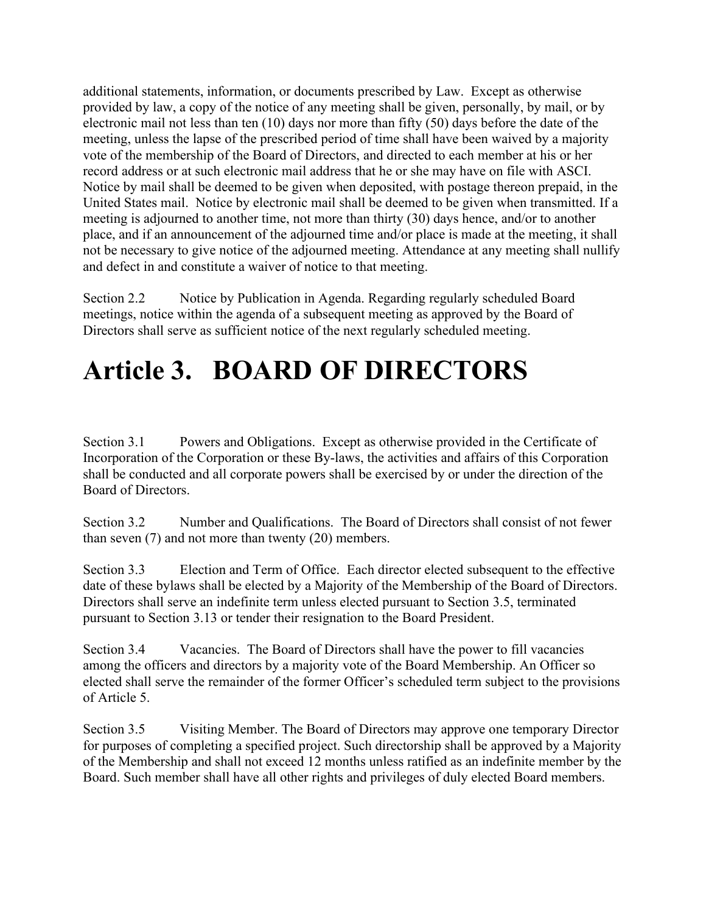additional statements, information, or documents prescribed by Law. Except as otherwise provided by law, a copy of the notice of any meeting shall be given, personally, by mail, or by electronic mail not less than ten (10) days nor more than fifty (50) days before the date of the meeting, unless the lapse of the prescribed period of time shall have been waived by a majority vote of the membership of the Board of Directors, and directed to each member at his or her record address or at such electronic mail address that he or she may have on file with ASCI. Notice by mail shall be deemed to be given when deposited, with postage thereon prepaid, in the United States mail. Notice by electronic mail shall be deemed to be given when transmitted. If a meeting is adjourned to another time, not more than thirty (30) days hence, and/or to another place, and if an announcement of the adjourned time and/or place is made at the meeting, it shall not be necessary to give notice of the adjourned meeting. Attendance at any meeting shall nullify and defect in and constitute a waiver of notice to that meeting.

Section 2.2 Notice by Publication in Agenda. Regarding regularly scheduled Board meetings, notice within the agenda of a subsequent meeting as approved by the Board of Directors shall serve as sufficient notice of the next regularly scheduled meeting.

# Article 3. BOARD OF DIRECTORS

Section 3.1 Powers and Obligations. Except as otherwise provided in the Certificate of Incorporation of the Corporation or these By-laws, the activities and affairs of this Corporation shall be conducted and all corporate powers shall be exercised by or under the direction of the Board of Directors.

Section 3.2 Number and Qualifications. The Board of Directors shall consist of not fewer than seven (7) and not more than twenty (20) members.

Section 3.3 Election and Term of Office. Each director elected subsequent to the effective date of these bylaws shall be elected by a Majority of the Membership of the Board of Directors. Directors shall serve an indefinite term unless elected pursuant to Section 3.5, terminated pursuant to Section 3.13 or tender their resignation to the Board President.

Section 3.4 Vacancies. The Board of Directors shall have the power to fill vacancies among the officers and directors by a majority vote of the Board Membership. An Officer so elected shall serve the remainder of the former Officer's scheduled term subject to the provisions of Article 5.

Section 3.5 Visiting Member. The Board of Directors may approve one temporary Director for purposes of completing a specified project. Such directorship shall be approved by a Majority of the Membership and shall not exceed 12 months unless ratified as an indefinite member by the Board. Such member shall have all other rights and privileges of duly elected Board members.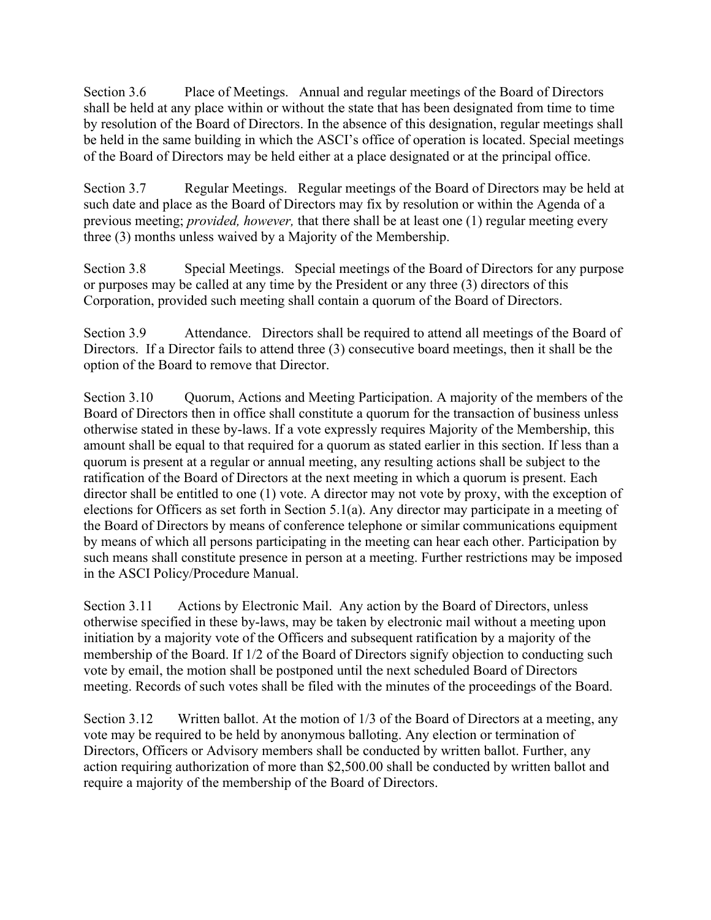Section 3.6 Place of Meetings. Annual and regular meetings of the Board of Directors shall be held at any place within or without the state that has been designated from time to time by resolution of the Board of Directors. In the absence of this designation, regular meetings shall be held in the same building in which the ASCI's office of operation is located. Special meetings of the Board of Directors may be held either at a place designated or at the principal office.

Section 3.7 Regular Meetings. Regular meetings of the Board of Directors may be held at such date and place as the Board of Directors may fix by resolution or within the Agenda of a previous meeting; *provided, however,* that there shall be at least one (1) regular meeting every three (3) months unless waived by a Majority of the Membership.

Section 3.8 Special Meetings. Special meetings of the Board of Directors for any purpose or purposes may be called at any time by the President or any three (3) directors of this Corporation, provided such meeting shall contain a quorum of the Board of Directors.

Section 3.9 Attendance. Directors shall be required to attend all meetings of the Board of Directors. If a Director fails to attend three (3) consecutive board meetings, then it shall be the option of the Board to remove that Director.

Section 3.10 Quorum, Actions and Meeting Participation. A majority of the members of the Board of Directors then in office shall constitute a quorum for the transaction of business unless otherwise stated in these by-laws. If a vote expressly requires Majority of the Membership, this amount shall be equal to that required for a quorum as stated earlier in this section. If less than a quorum is present at a regular or annual meeting, any resulting actions shall be subject to the ratification of the Board of Directors at the next meeting in which a quorum is present. Each director shall be entitled to one (1) vote. A director may not vote by proxy, with the exception of elections for Officers as set forth in Section 5.1(a). Any director may participate in a meeting of the Board of Directors by means of conference telephone or similar communications equipment by means of which all persons participating in the meeting can hear each other. Participation by such means shall constitute presence in person at a meeting. Further restrictions may be imposed in the ASCI Policy/Procedure Manual.

Section 3.11 Actions by Electronic Mail. Any action by the Board of Directors, unless otherwise specified in these by-laws, may be taken by electronic mail without a meeting upon initiation by a majority vote of the Officers and subsequent ratification by a majority of the membership of the Board. If 1/2 of the Board of Directors signify objection to conducting such vote by email, the motion shall be postponed until the next scheduled Board of Directors meeting. Records of such votes shall be filed with the minutes of the proceedings of the Board.

Section 3.12 Written ballot. At the motion of 1/3 of the Board of Directors at a meeting, any vote may be required to be held by anonymous balloting. Any election or termination of Directors, Officers or Advisory members shall be conducted by written ballot. Further, any action requiring authorization of more than $2,500.00 shall be conducted by written ballot and require a majority of the membership of the Board of Directors.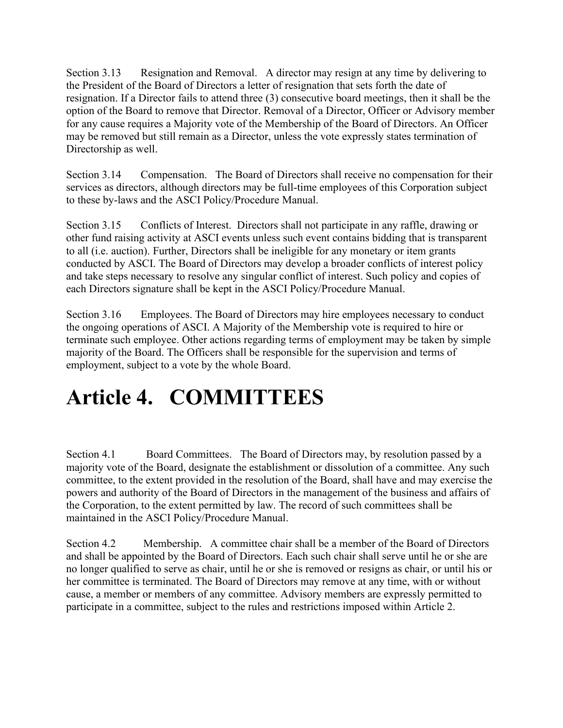Section 3.13 Resignation and Removal. A director may resign at any time by delivering to the President of the Board of Directors a letter of resignation that sets forth the date of resignation. If a Director fails to attend three (3) consecutive board meetings, then it shall be the option of the Board to remove that Director. Removal of a Director, Officer or Advisory member for any cause requires a Majority vote of the Membership of the Board of Directors. An Officer may be removed but still remain as a Director, unless the vote expressly states termination of Directorship as well.

Section 3.14 Compensation. The Board of Directors shall receive no compensation for their services as directors, although directors may be full-time employees of this Corporation subject to these by-laws and the ASCI Policy/Procedure Manual.

Section 3.15 Conflicts of Interest. Directors shall not participate in any raffle, drawing or other fund raising activity at ASCI events unless such event contains bidding that is transparent to all (i.e. auction). Further, Directors shall be ineligible for any monetary or item grants conducted by ASCI. The Board of Directors may develop a broader conflicts of interest policy and take steps necessary to resolve any singular conflict of interest. Such policy and copies of each Directors signature shall be kept in the ASCI Policy/Procedure Manual.

Section 3.16 Employees. The Board of Directors may hire employees necessary to conduct the ongoing operations of ASCI. A Majority of the Membership vote is required to hire or terminate such employee. Other actions regarding terms of employment may be taken by simple majority of the Board. The Officers shall be responsible for the supervision and terms of employment, subject to a vote by the whole Board.

# Article 4. COMMITTEES

Section 4.1 Board Committees. The Board of Directors may, by resolution passed by a majority vote of the Board, designate the establishment or dissolution of a committee. Any such committee, to the extent provided in the resolution of the Board, shall have and may exercise the powers and authority of the Board of Directors in the management of the business and affairs of the Corporation, to the extent permitted by law. The record of such committees shall be maintained in the ASCI Policy/Procedure Manual.

Section 4.2 Membership. A committee chair shall be a member of the Board of Directors and shall be appointed by the Board of Directors. Each such chair shall serve until he or she are no longer qualified to serve as chair, until he or she is removed or resigns as chair, or until his or her committee is terminated. The Board of Directors may remove at any time, with or without cause, a member or members of any committee. Advisory members are expressly permitted to participate in a committee, subject to the rules and restrictions imposed within Article 2.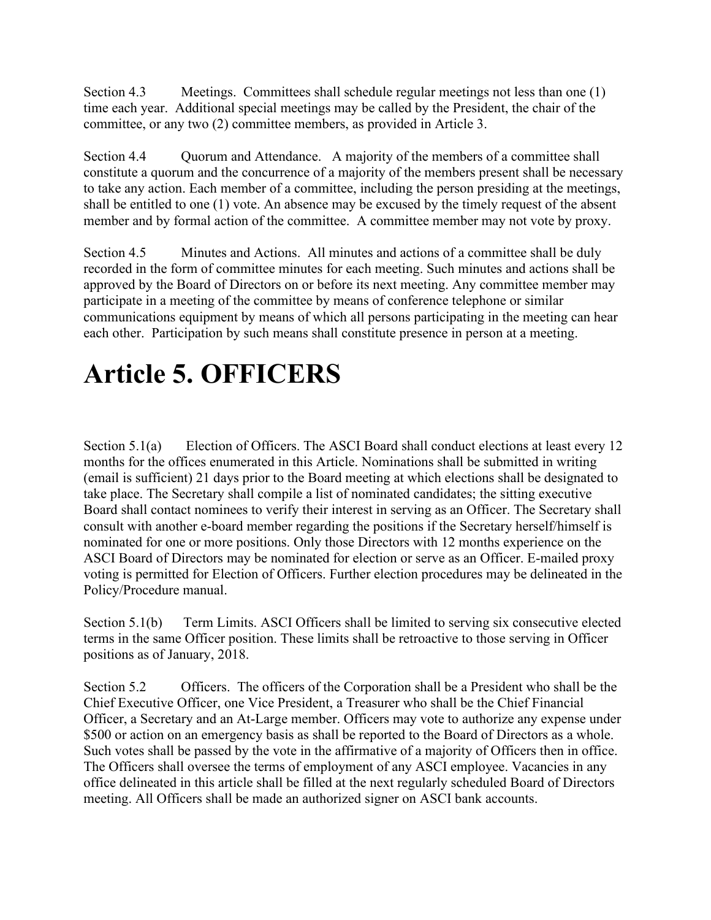Section 4.3 Meetings. Committees shall schedule regular meetings not less than one (1) time each year. Additional special meetings may be called by the President, the chair of the committee, or any two (2) committee members, as provided in Article 3.

Section 4.4 Quorum and Attendance. A majority of the members of a committee shall constitute a quorum and the concurrence of a majority of the members present shall be necessary to take any action. Each member of a committee, including the person presiding at the meetings, shall be entitled to one (1) vote. An absence may be excused by the timely request of the absent member and by formal action of the committee. A committee member may not vote by proxy.

Section 4.5 Minutes and Actions. All minutes and actions of a committee shall be duly recorded in the form of committee minutes for each meeting. Such minutes and actions shall be approved by the Board of Directors on or before its next meeting. Any committee member may participate in a meeting of the committee by means of conference telephone or similar communications equipment by means of which all persons participating in the meeting can hear each other. Participation by such means shall constitute presence in person at a meeting.

# Article 5. OFFICERS

Section 5.1(a) Election of Officers. The ASCI Board shall conduct elections at least every 12 months for the offices enumerated in this Article. Nominations shall be submitted in writing (email is sufficient) 21 days prior to the Board meeting at which elections shall be designated to take place. The Secretary shall compile a list of nominated candidates; the sitting executive Board shall contact nominees to verify their interest in serving as an Officer. The Secretary shall consult with another e-board member regarding the positions if the Secretary herself/himself is nominated for one or more positions. Only those Directors with 12 months experience on the ASCI Board of Directors may be nominated for election or serve as an Officer. E-mailed proxy voting is permitted for Election of Officers. Further election procedures may be delineated in the Policy/Procedure manual.

Section 5.1(b) Term Limits. ASCI Officers shall be limited to serving six consecutive elected terms in the same Officer position. These limits shall be retroactive to those serving in Officer positions as of January, 2018.

Section 5.2 Officers. The officers of the Corporation shall be a President who shall be the Chief Executive Officer, one Vice President, a Treasurer who shall be the Chief Financial Officer, a Secretary and an At-Large member. Officers may vote to authorize any expense under $500 or action on an emergency basis as shall be reported to the Board of Directors as a whole. Such votes shall be passed by the vote in the affirmative of a majority of Officers then in office. The Officers shall oversee the terms of employment of any ASCI employee. Vacancies in any office delineated in this article shall be filled at the next regularly scheduled Board of Directors meeting. All Officers shall be made an authorized signer on ASCI bank accounts.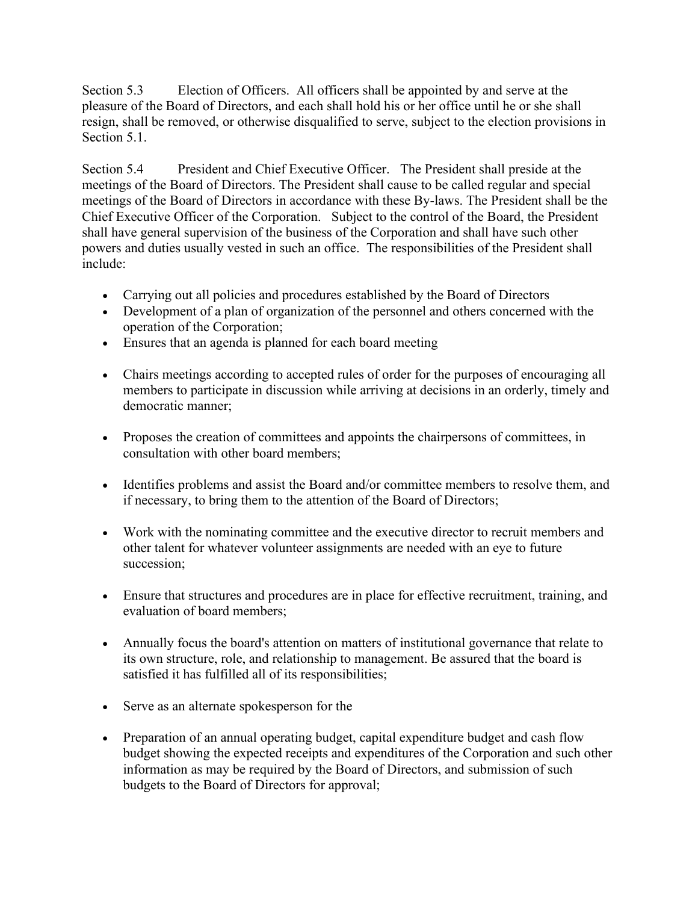Section 5.3 Election of Officers. All officers shall be appointed by and serve at the pleasure of the Board of Directors, and each shall hold his or her office until he or she shall resign, shall be removed, or otherwise disqualified to serve, subject to the election provisions in Section 5.1.

Section 5.4 President and Chief Executive Officer. The President shall preside at the meetings of the Board of Directors. The President shall cause to be called regular and special meetings of the Board of Directors in accordance with these By-laws. The President shall be the Chief Executive Officer of the Corporation. Subject to the control of the Board, the President shall have general supervision of the business of the Corporation and shall have such other powers and duties usually vested in such an office. The responsibilities of the President shall include:

- Carrying out all policies and procedures established by the Board of Directors
- Development of a plan of organization of the personnel and others concerned with the operation of the Corporation;
- Ensures that an agenda is planned for each board meeting
- Chairs meetings according to accepted rules of order for the purposes of encouraging all members to participate in discussion while arriving at decisions in an orderly, timely and democratic manner;
- Proposes the creation of committees and appoints the chairpersons of committees, in consultation with other board members;
- Identifies problems and assist the Board and/or committee members to resolve them, and if necessary, to bring them to the attention of the Board of Directors;
- Work with the nominating committee and the executive director to recruit members and other talent for whatever volunteer assignments are needed with an eye to future succession;
- Ensure that structures and procedures are in place for effective recruitment, training, and evaluation of board members;
- Annually focus the board's attention on matters of institutional governance that relate to its own structure, role, and relationship to management. Be assured that the board is satisfied it has fulfilled all of its responsibilities;
- Serve as an alternate spokesperson for the
- Preparation of an annual operating budget, capital expenditure budget and cash flow budget showing the expected receipts and expenditures of the Corporation and such other information as may be required by the Board of Directors, and submission of such budgets to the Board of Directors for approval;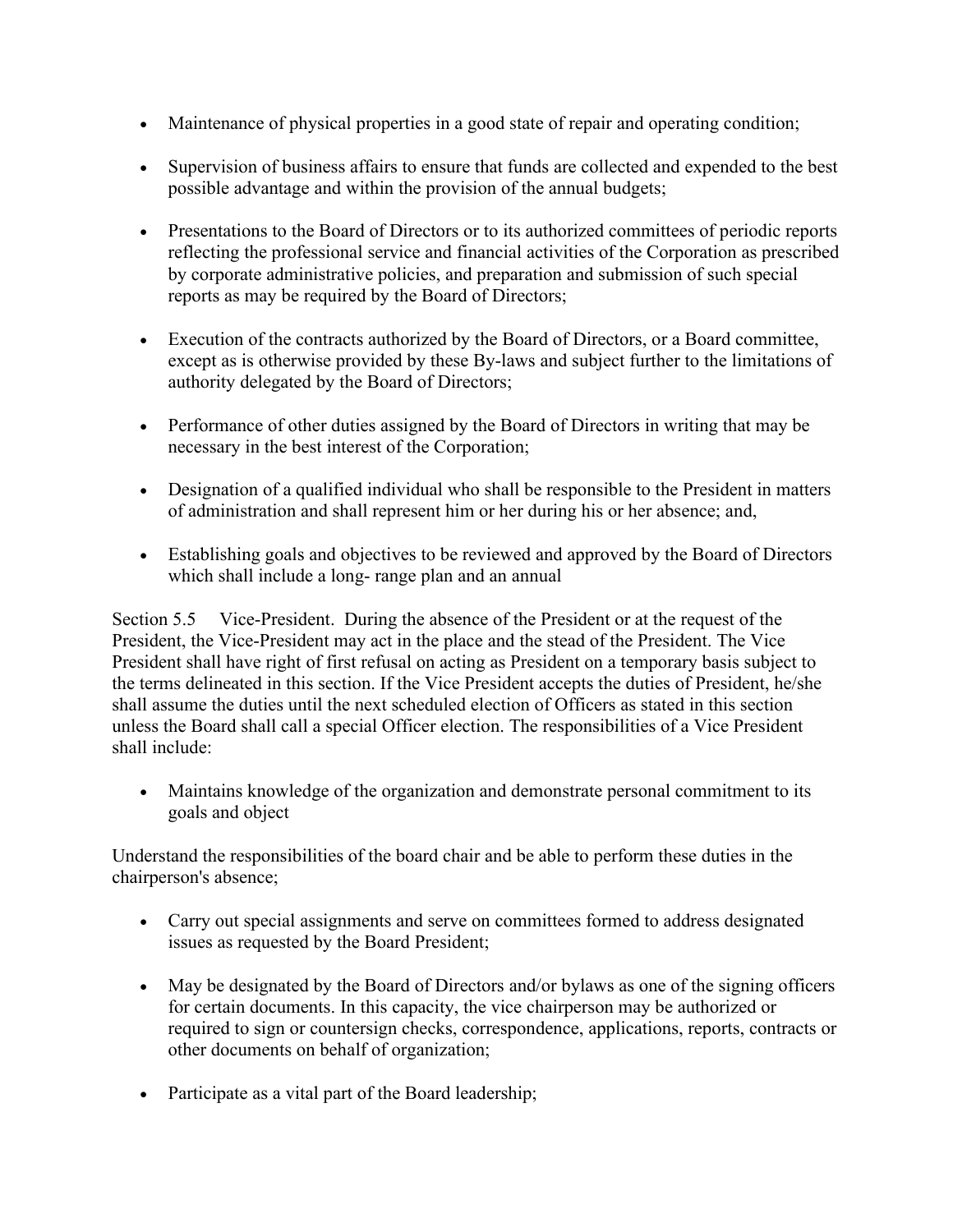- Maintenance of physical properties in a good state of repair and operating condition;

- Supervision of business affairs to ensure that funds are collected and expended to the best possible advantage and within the provision of the annual budgets;

- Presentations to the Board of Directors or to its authorized committees of periodic reports reflecting the professional service and financial activities of the Corporation as prescribed by corporate administrative policies, and preparation and submission of such special reports as may be required by the Board of Directors;

- Execution of the contracts authorized by the Board of Directors, or a Board committee, except as is otherwise provided by these By-laws and subject further to the limitations of authority delegated by the Board of Directors;

- Performance of other duties assigned by the Board of Directors in writing that may be necessary in the best interest of the Corporation;

- Designation of a qualified individual who shall be responsible to the President in matters of administration and shall represent him or her during his or her absence; and,

- Establishing goals and objectives to be reviewed and approved by the Board of Directors which shall include a long- range plan and an annual

Section 5.5 Vice-President. During the absence of the President or at the request of the President, the Vice-President may act in the place and the stead of the President. The Vice President shall have right of first refusal on acting as President on a temporary basis subject to the terms delineated in this section. If the Vice President accepts the duties of President, he/she shall assume the duties until the next scheduled election of Officers as stated in this section unless the Board shall call a special Officer election. The responsibilities of a Vice President shall include:

- Maintains knowledge of the organization and demonstrate personal commitment to its goals and object

Understand the responsibilities of the board chair and be able to perform these duties in the chairperson's absence;

- Carry out special assignments and serve on committees formed to address designated issues as requested by the Board President;

- May be designated by the Board of Directors and/or bylaws as one of the signing officers for certain documents. In this capacity, the vice chairperson may be authorized or required to sign or countersign checks, correspondence, applications, reports, contracts or other documents on behalf of organization;

- Participate as a vital part of the Board leadership;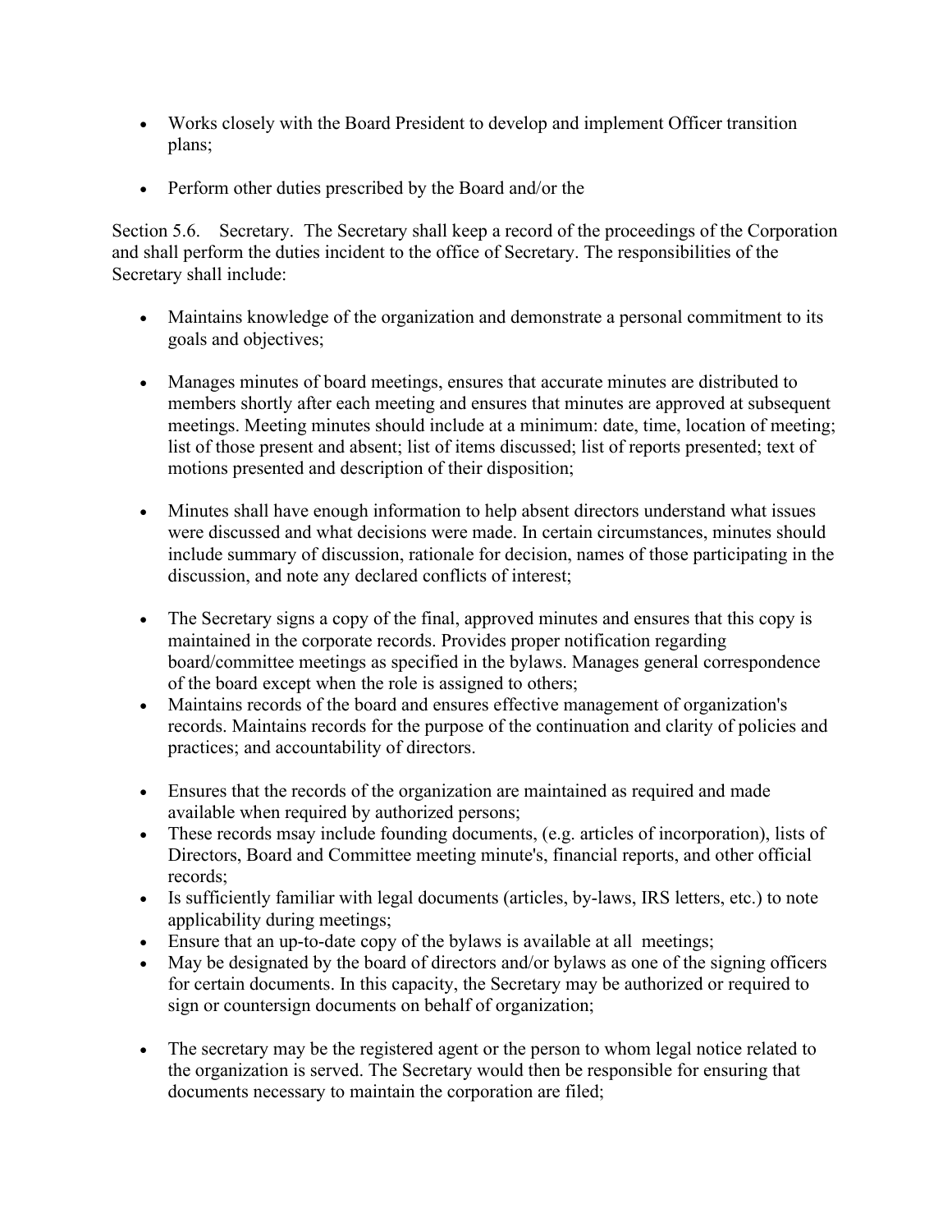- Works closely with the Board President to develop and implement Officer transition plans;
- Perform other duties prescribed by the Board and/or the

Section 5.6. Secretary. The Secretary shall keep a record of the proceedings of the Corporation and shall perform the duties incident to the office of Secretary. The responsibilities of the Secretary shall include:

- Maintains knowledge of the organization and demonstrate a personal commitment to its goals and objectives;
- Manages minutes of board meetings, ensures that accurate minutes are distributed to members shortly after each meeting and ensures that minutes are approved at subsequent meetings. Meeting minutes should include at a minimum: date, time, location of meeting; list of those present and absent; list of items discussed; list of reports presented; text of motions presented and description of their disposition;
- Minutes shall have enough information to help absent directors understand what issues were discussed and what decisions were made. In certain circumstances, minutes should include summary of discussion, rationale for decision, names of those participating in the discussion, and note any declared conflicts of interest;
- The Secretary signs a copy of the final, approved minutes and ensures that this copy is maintained in the corporate records. Provides proper notification regarding board/committee meetings as specified in the bylaws. Manages general correspondence of the board except when the role is assigned to others;
- Maintains records of the board and ensures effective management of organization's records. Maintains records for the purpose of the continuation and clarity of policies and practices; and accountability of directors.
- Ensures that the records of the organization are maintained as required and made available when required by authorized persons;
- These records msay include founding documents, (e.g. articles of incorporation), lists of Directors, Board and Committee meeting minute's, financial reports, and other official records;
- Is sufficiently familiar with legal documents (articles, by-laws, IRS letters, etc.) to note applicability during meetings;
- Ensure that an up-to-date copy of the bylaws is available at all meetings;
- May be designated by the board of directors and/or bylaws as one of the signing officers for certain documents. In this capacity, the Secretary may be authorized or required to sign or countersign documents on behalf of organization;
- The secretary may be the registered agent or the person to whom legal notice related to the organization is served. The Secretary would then be responsible for ensuring that documents necessary to maintain the corporation are filed;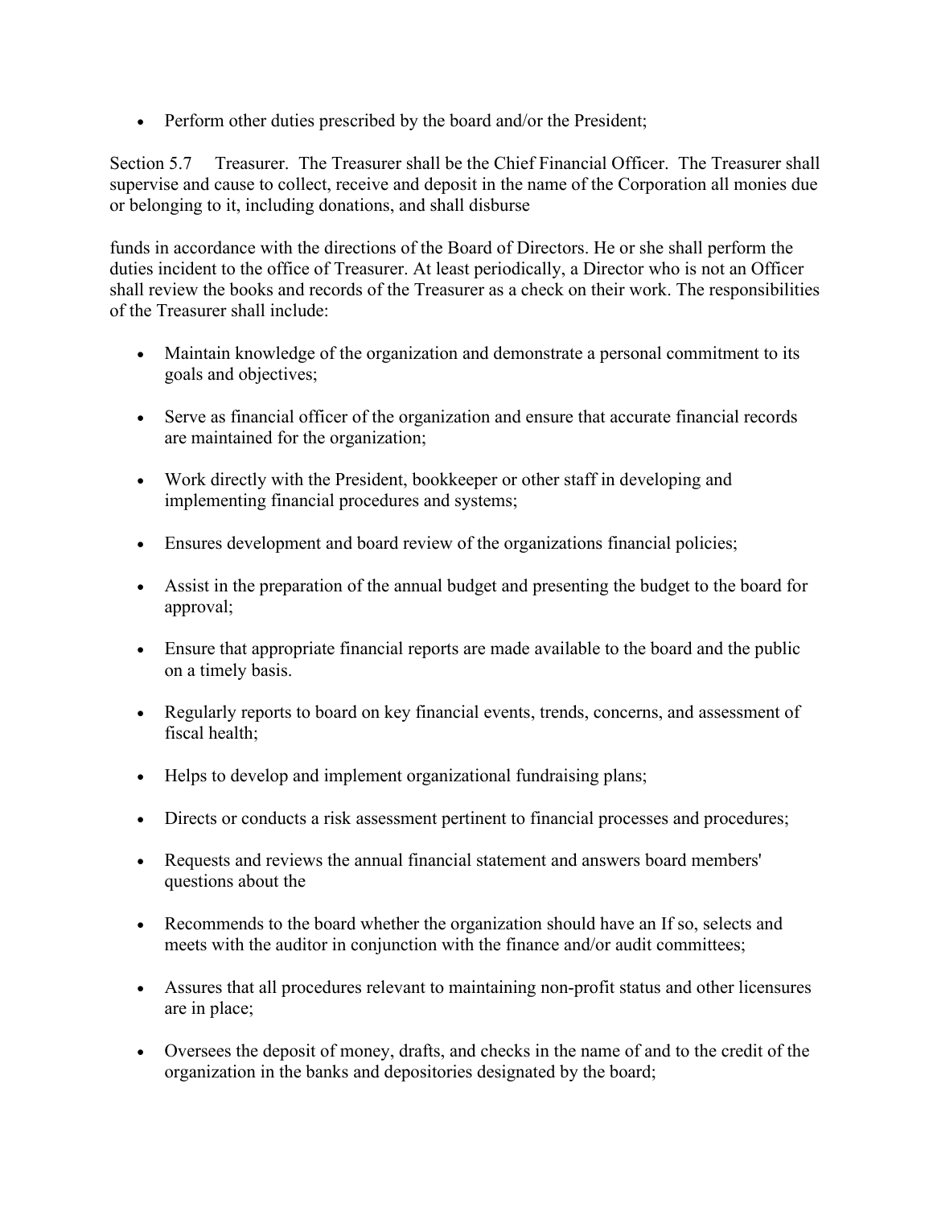- Perform other duties prescribed by the board and/or the President;

Section 5.7 Treasurer. The Treasurer shall be the Chief Financial Officer. The Treasurer shall supervise and cause to collect, receive and deposit in the name of the Corporation all monies due or belonging to it, including donations, and shall disburse

funds in accordance with the directions of the Board of Directors. He or she shall perform the duties incident to the office of Treasurer. At least periodically, a Director who is not an Officer shall review the books and records of the Treasurer as a check on their work. The responsibilities of the Treasurer shall include:

- Maintain knowledge of the organization and demonstrate a personal commitment to its goals and objectives;

- Serve as financial officer of the organization and ensure that accurate financial records are maintained for the organization;

- Work directly with the President, bookkeeper or other staff in developing and implementing financial procedures and systems;

- Ensures development and board review of the organizations financial policies;

- Assist in the preparation of the annual budget and presenting the budget to the board for approval;

- Ensure that appropriate financial reports are made available to the board and the public on a timely basis.

- Regularly reports to board on key financial events, trends, concerns, and assessment of fiscal health;

- Helps to develop and implement organizational fundraising plans;

- Directs or conducts a risk assessment pertinent to financial processes and procedures;

- Requests and reviews the annual financial statement and answers board members' questions about the

- Recommends to the board whether the organization should have an If so, selects and meets with the auditor in conjunction with the finance and/or audit committees;

- Assures that all procedures relevant to maintaining non-profit status and other licensures are in place;

- Oversees the deposit of money, drafts, and checks in the name of and to the credit of the organization in the banks and depositories designated by the board;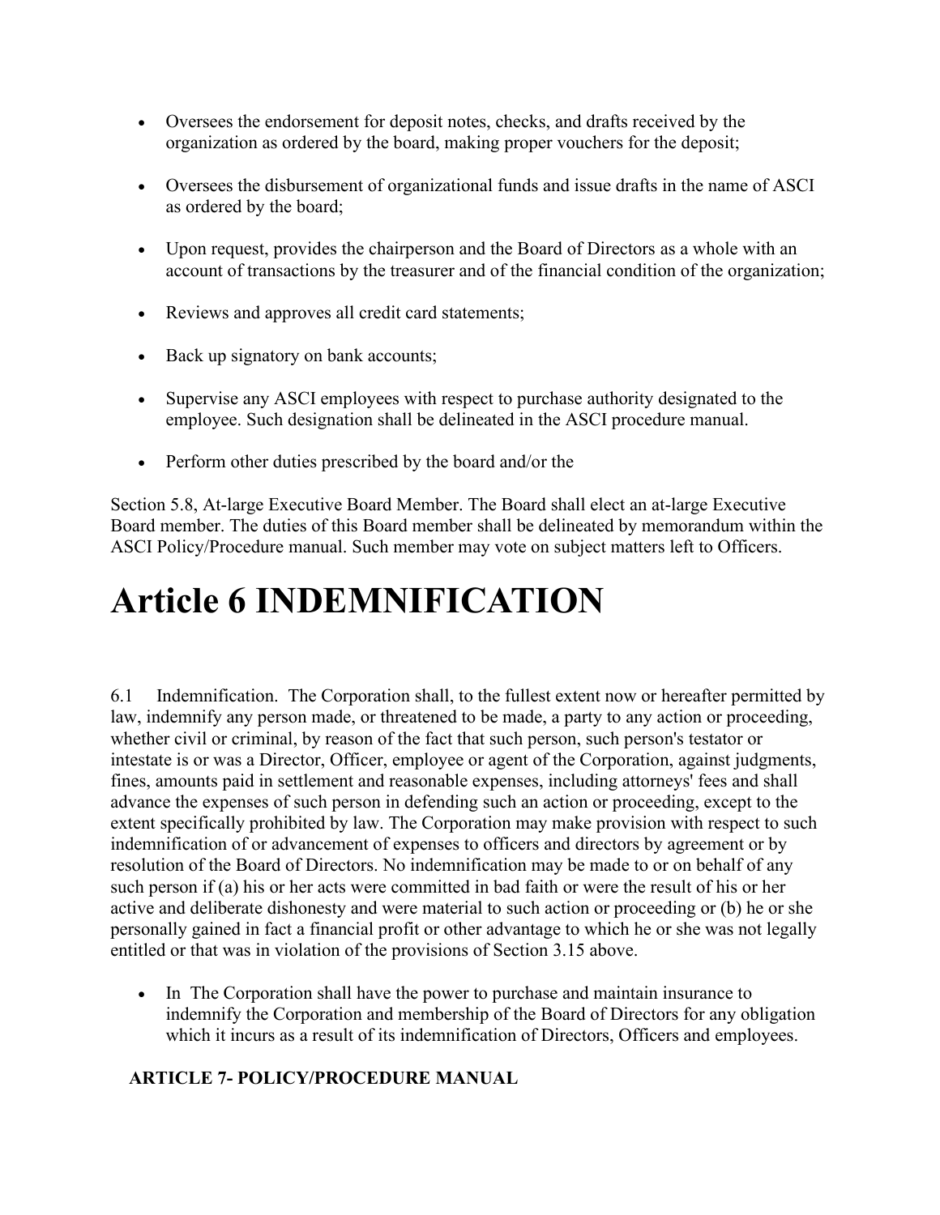- Oversees the endorsement for deposit notes, checks, and drafts received by the organization as ordered by the board, making proper vouchers for the deposit;
- Oversees the disbursement of organizational funds and issue drafts in the name of ASCI as ordered by the board;
- Upon request, provides the chairperson and the Board of Directors as a whole with an account of transactions by the treasurer and of the financial condition of the organization;
- Reviews and approves all credit card statements;
- Back up signatory on bank accounts;
- Supervise any ASCI employees with respect to purchase authority designated to the employee. Such designation shall be delineated in the ASCI procedure manual.
- Perform other duties prescribed by the board and/or the

Section 5.8, At-large Executive Board Member. The Board shall elect an at-large Executive Board member. The duties of this Board member shall be delineated by memorandum within the ASCI Policy/Procedure manual. Such member may vote on subject matters left to Officers.

# Article 6 INDEMNIFICATION

6.1 Indemnification. The Corporation shall, to the fullest extent now or hereafter permitted by law, indemnify any person made, or threatened to be made, a party to any action or proceeding, whether civil or criminal, by reason of the fact that such person, such person's testator or intestate is or was a Director, Officer, employee or agent of the Corporation, against judgments, fines, amounts paid in settlement and reasonable expenses, including attorneys' fees and shall advance the expenses of such person in defending such an action or proceeding, except to the extent specifically prohibited by law. The Corporation may make provision with respect to such indemnification of or advancement of expenses to officers and directors by agreement or by resolution of the Board of Directors. No indemnification may be made to or on behalf of any such person if (a) his or her acts were committed in bad faith or were the result of his or her active and deliberate dishonesty and were material to such action or proceeding or (b) he or she personally gained in fact a financial profit or other advantage to which he or she was not legally entitled or that was in violation of the provisions of Section 3.15 above.

- In The Corporation shall have the power to purchase and maintain insurance to indemnify the Corporation and membership of the Board of Directors for any obligation which it incurs as a result of its indemnification of Directors, Officers and employees.

**ARTICLE 7- POLICY/PROCEDURE MANUAL**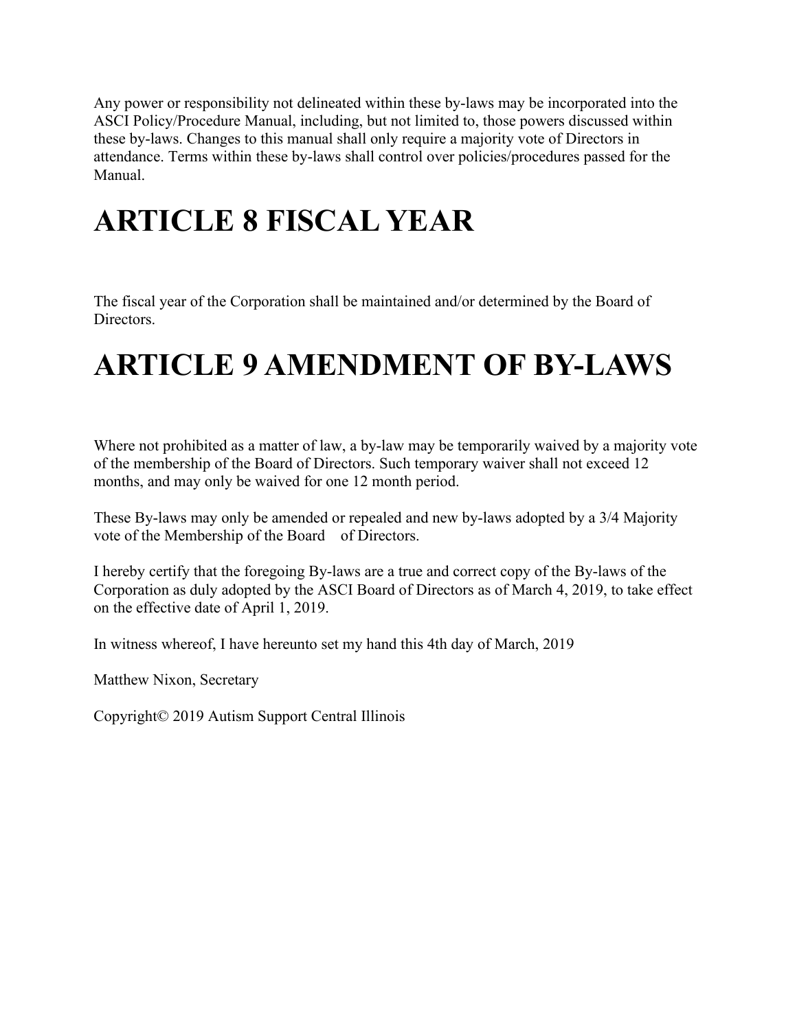Any power or responsibility not delineated within these by-laws may be incorporated into the ASCI Policy/Procedure Manual, including, but not limited to, those powers discussed within these by-laws. Changes to this manual shall only require a majority vote of Directors in attendance. Terms within these by-laws shall control over policies/procedures passed for the Manual.

# ARTICLE 8 FISCAL YEAR

The fiscal year of the Corporation shall be maintained and/or determined by the Board of Directors.

# ARTICLE 9 AMENDMENT OF BY-LAWS

Where not prohibited as a matter of law, a by-law may be temporarily waived by a majority vote of the membership of the Board of Directors. Such temporary waiver shall not exceed 12 months, and may only be waived for one 12 month period.

These By-laws may only be amended or repealed and new by-laws adopted by a 3/4 Majority vote of the Membership of the Board of Directors.

I hereby certify that the foregoing By-laws are a true and correct copy of the By-laws of the Corporation as duly adopted by the ASCI Board of Directors as of March 4, 2019, to take effect on the effective date of April 1, 2019.

In witness whereof, I have hereunto set my hand this 4th day of March, 2019

Matthew Nixon, Secretary

Copyright© 2019 Autism Support Central Illinois